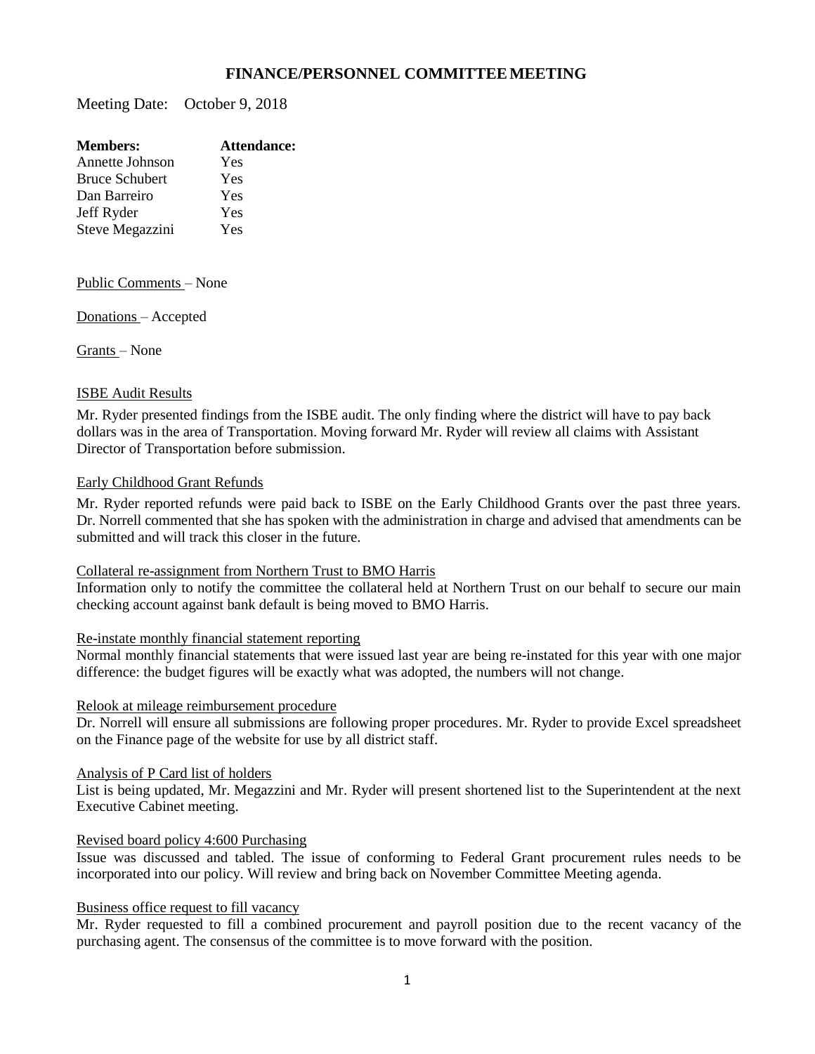# FINANCE/PERSONNEL COMMITTEE MEETING

Meeting Date: October 9, 2018

| **Members:** | **Attendance:** |
|---|---|
| Annette Johnson | Yes |
| Bruce Schubert | Yes |
| Dan Barreiro | Yes |
| Jeff Ryder | Yes |
| Steve Megazzini | Yes |

<u>Public Comments</u> – None

<u>Donations</u> – Accepted

<u>Grants</u> – None

<u>ISBE Audit Results</u>

Mr. Ryder presented findings from the ISBE audit. The only finding where the district will have to pay back dollars was in the area of Transportation. Moving forward Mr. Ryder will review all claims with Assistant Director of Transportation before submission.

<u>Early Childhood Grant Refunds</u>

Mr. Ryder reported refunds were paid back to ISBE on the Early Childhood Grants over the past three years. Dr. Norrell commented that she has spoken with the administration in charge and advised that amendments can be submitted and will track this closer in the future.

<u>Collateral re-assignment from Northern Trust to BMO Harris</u>

Information only to notify the committee the collateral held at Northern Trust on our behalf to secure our main checking account against bank default is being moved to BMO Harris.

<u>Re-instate monthly financial statement reporting</u>

Normal monthly financial statements that were issued last year are being re-instated for this year with one major difference: the budget figures will be exactly what was adopted, the numbers will not change.

<u>Relook at mileage reimbursement procedure</u>

Dr. Norrell will ensure all submissions are following proper procedures. Mr. Ryder to provide Excel spreadsheet on the Finance page of the website for use by all district staff.

<u>Analysis of P Card list of holders</u>

List is being updated, Mr. Megazzini and Mr. Ryder will present shortened list to the Superintendent at the next Executive Cabinet meeting.

<u>Revised board policy 4:600 Purchasing</u>

Issue was discussed and tabled. The issue of conforming to Federal Grant procurement rules needs to be incorporated into our policy. Will review and bring back on November Committee Meeting agenda.

<u>Business office request to fill vacancy</u>

Mr. Ryder requested to fill a combined procurement and payroll position due to the recent vacancy of the purchasing agent. The consensus of the committee is to move forward with the position.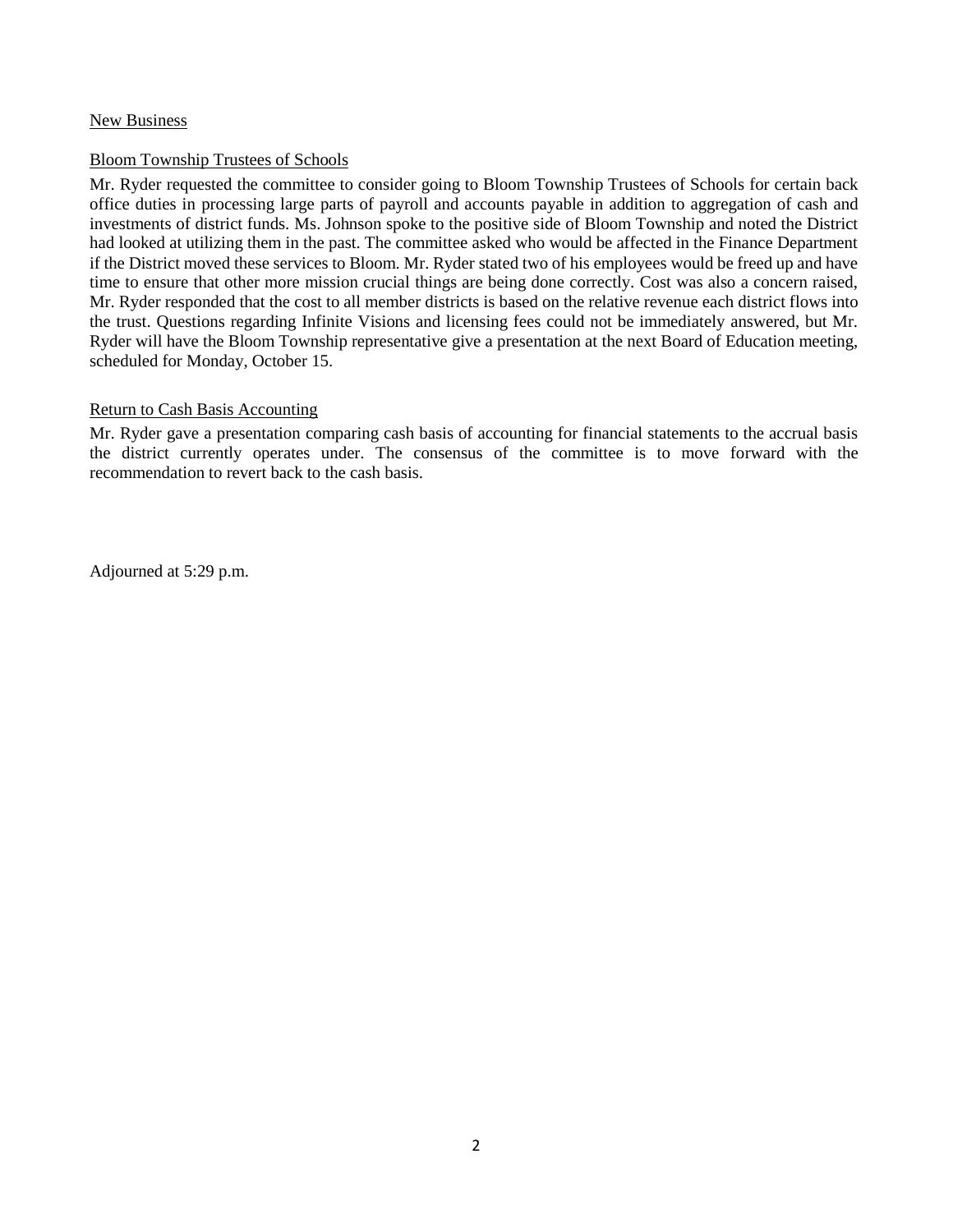New Business

Bloom Township Trustees of Schools

Mr. Ryder requested the committee to consider going to Bloom Township Trustees of Schools for certain back office duties in processing large parts of payroll and accounts payable in addition to aggregation of cash and investments of district funds. Ms. Johnson spoke to the positive side of Bloom Township and noted the District had looked at utilizing them in the past. The committee asked who would be affected in the Finance Department if the District moved these services to Bloom. Mr. Ryder stated two of his employees would be freed up and have time to ensure that other more mission crucial things are being done correctly. Cost was also a concern raised, Mr. Ryder responded that the cost to all member districts is based on the relative revenue each district flows into the trust. Questions regarding Infinite Visions and licensing fees could not be immediately answered, but Mr. Ryder will have the Bloom Township representative give a presentation at the next Board of Education meeting, scheduled for Monday, October 15.

Return to Cash Basis Accounting

Mr. Ryder gave a presentation comparing cash basis of accounting for financial statements to the accrual basis the district currently operates under. The consensus of the committee is to move forward with the recommendation to revert back to the cash basis.

Adjourned at 5:29 p.m.